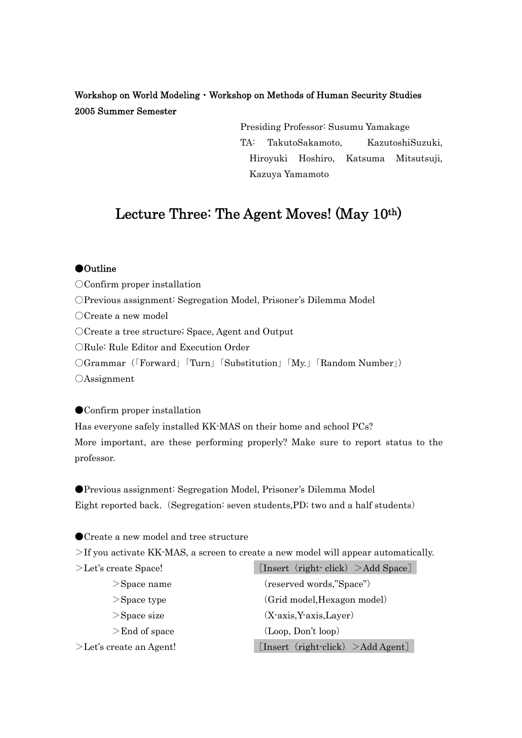**Workshop on World Modeling・Workshop on Methods of Human Security Studies**
**2005 Summer Semester**

Presiding Professor: Susumu Yamakage
TA: TakutoSakamoto, KazutoshiSuzuki, Hiroyuki Hoshiro, Katsuma Mitsutsuji, Kazuya Yamamoto

# Lecture Three: The Agent Moves! (May 10th)

**●Outline**

○Confirm proper installation
○Previous assignment: Segregation Model, Prisoner's Dilemma Model
○Create a new model
○Create a tree structure; Space, Agent and Output
○Rule: Rule Editor and Execution Order
○Grammar（｢Forward｣｢Turn｣｢Substitution｣｢My.｣｢Random Number｣）
○Assignment

●Confirm proper installation

Has everyone safely installed KK-MAS on their home and school PCs?
More important, are these performing properly? Make sure to report status to the professor.

●Previous assignment: Segregation Model, Prisoner's Dilemma Model

Eight reported back.（Segregation: seven students,PD; two and a half students）

●Create a new model and tree structure

＞If you activate KK-MAS, a screen to create a new model will appear automatically.

＞Let's create Space!　　[Insert（right- click）＞Add Space]

　　＞Space name　　(reserved words,"Space")
　　＞Space type　　(Grid model,Hexagon model)
　　＞Space size　　(X-axis,Y-axis,Layer)
　　＞End of space　　(Loop, Don't loop)

＞Let's create an Agent!　　[Insert（right-click）＞Add Agent]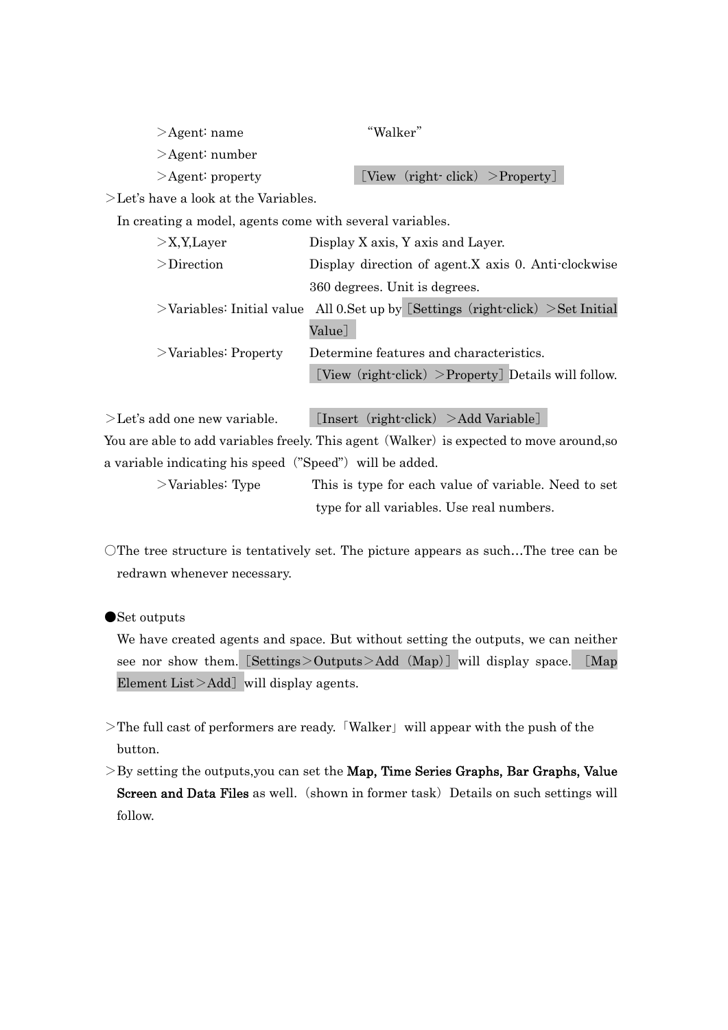＞Agent: name "Walker"

＞Agent: number

＞Agent: property ［View（right- click）＞Property］

＞Let's have a look at the Variables.

In creating a model, agents come with several variables.

＞X,Y,Layer Display X axis, Y axis and Layer.

＞Direction Display direction of agent.X axis 0. Anti-clockwise 360 degrees. Unit is degrees.

＞Variables: Initial value All 0.Set up by［Settings（right-click）＞Set Initial Value］

＞Variables: Property Determine features and characteristics. ［View（right-click）＞Property］Details will follow.

＞Let's add one new variable. ［Insert（right-click）＞Add Variable］

You are able to add variables freely. This agent（Walker）is expected to move around,so a variable indicating his speed（"Speed"）will be added.

＞Variables: Type This is type for each value of variable. Need to set type for all variables. Use real numbers.

○The tree structure is tentatively set. The picture appears as such…The tree can be redrawn whenever necessary.

●Set outputs

We have created agents and space. But without setting the outputs, we can neither see nor show them.［Settings＞Outputs＞Add（Map）］will display space. ［Map Element List＞Add］will display agents.

＞The full cast of performers are ready.「Walker」will appear with the push of the button.

＞By setting the outputs,you can set the **Map, Time Series Graphs, Bar Graphs, Value Screen and Data Files** as well.（shown in former task）Details on such settings will follow.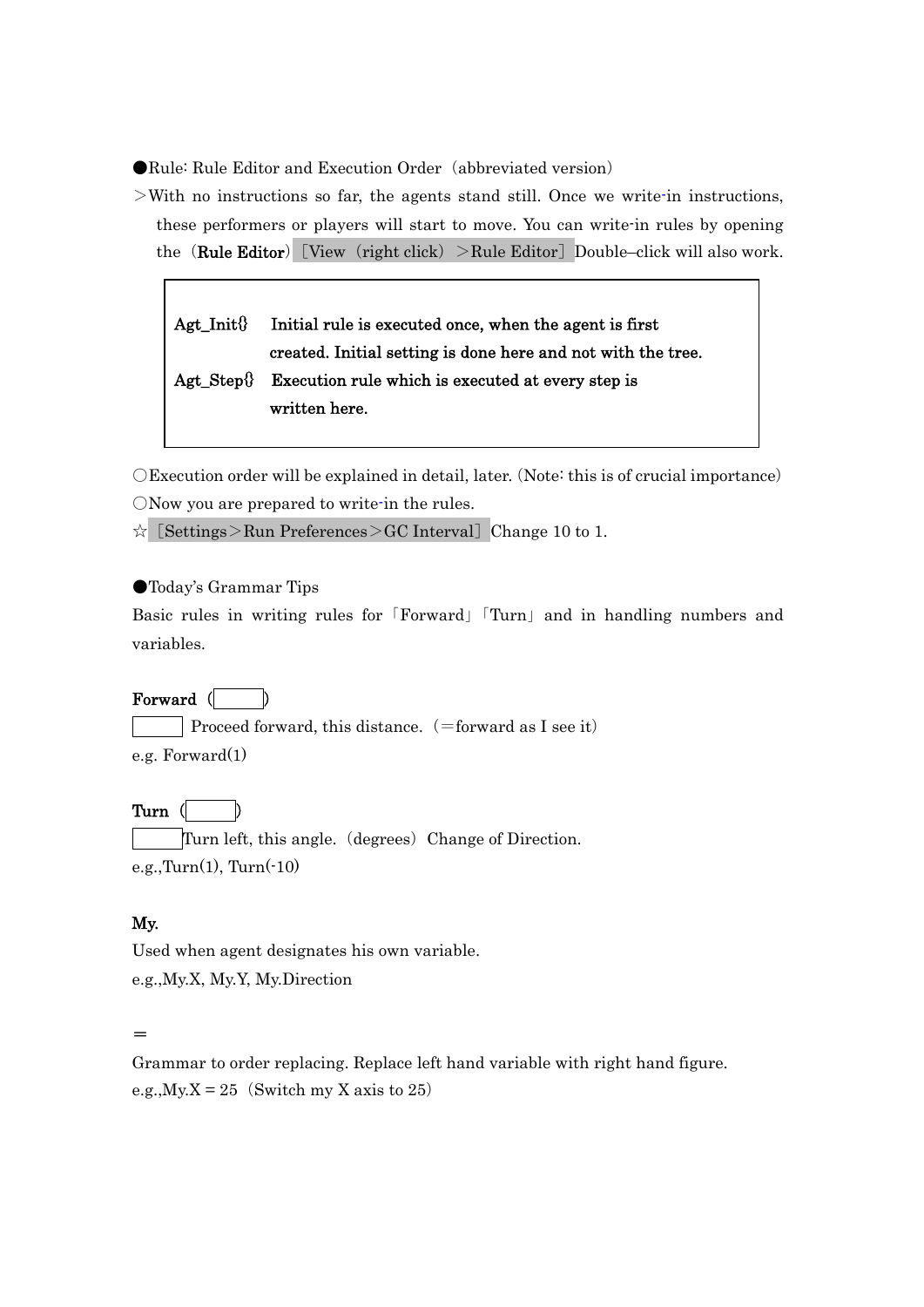●Rule: Rule Editor and Execution Order（abbreviated version）

＞With no instructions so far, the agents stand still. Once we write-in instructions, these performers or players will start to move. You can write-in rules by opening the（**Rule Editor**）［View（right click）＞Rule Editor］Double–click will also work.

| | |
|---|---|
| **Agt_Init{}** | **Initial rule is executed once, when the agent is first created. Initial setting is done here and not with the tree.** |
| **Agt_Step{}** | **Execution rule which is executed at every step is written here.** |

○Execution order will be explained in detail, later. (Note: this is of crucial importance)

○Now you are prepared to write-in the rules.

☆［Settings＞Run Preferences＞GC Interval］Change 10 to 1.

●Today's Grammar Tips

Basic rules in writing rules for「Forward」「Turn」and in handling numbers and variables.

**Forward**（☐）

☐ Proceed forward, this distance.（＝forward as I see it）

e.g. Forward(1)

**Turn**（☐）

☐ Turn left, this angle.（degrees）Change of Direction.

e.g.,Turn(1), Turn(-10)

**My.**

Used when agent designates his own variable.

e.g.,My.X, My.Y, My.Direction

＝

Grammar to order replacing. Replace left hand variable with right hand figure.

e.g.,My.X = 25（Switch my X axis to 25）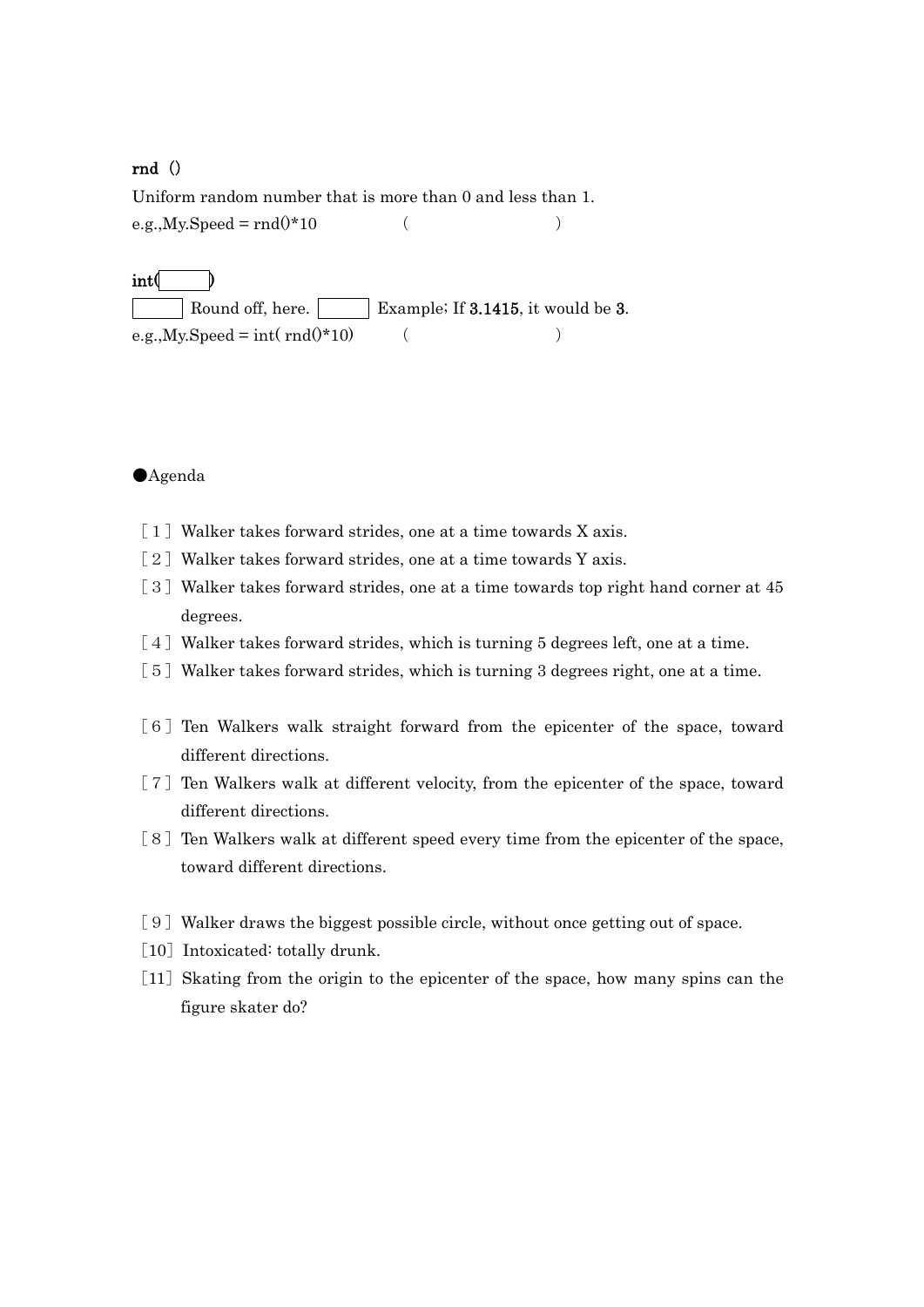**rnd ()**

Uniform random number that is more than 0 and less than 1.

e.g.,My.Speed = rnd()*10 (                    )

**int(          )**

[          ] Round off, here. [          ] Example; If **3.1415**, it would be **3**.

e.g.,My.Speed = int( rnd()*10) (                    )

●Agenda

- ［1］Walker takes forward strides, one at a time towards X axis.
- ［2］Walker takes forward strides, one at a time towards Y axis.
- ［3］Walker takes forward strides, one at a time towards top right hand corner at 45 degrees.
- ［4］Walker takes forward strides, which is turning 5 degrees left, one at a time.
- ［5］Walker takes forward strides, which is turning 3 degrees right, one at a time.

- ［6］Ten Walkers walk straight forward from the epicenter of the space, toward different directions.
- ［7］Ten Walkers walk at different velocity, from the epicenter of the space, toward different directions.
- ［8］Ten Walkers walk at different speed every time from the epicenter of the space, toward different directions.

- ［9］Walker draws the biggest possible circle, without once getting out of space.
- ［10］Intoxicated: totally drunk.
- ［11］Skating from the origin to the epicenter of the space, how many spins can the figure skater do?